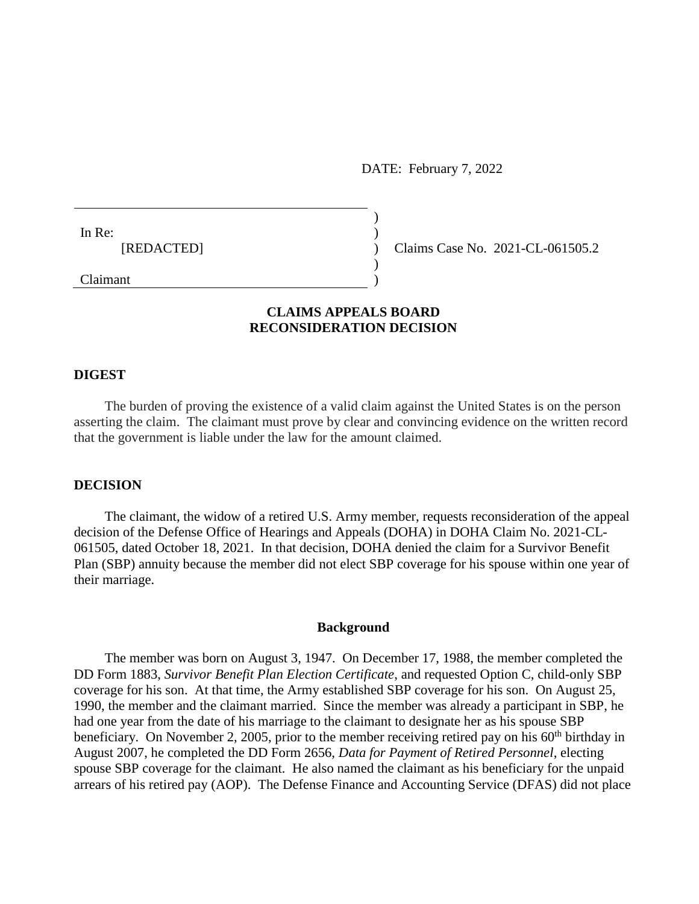DATE: February 7, 2022

In Re:
[REDACTED]

Claimant

Claims Case No. 2021-CL-061505.2

## CLAIMS APPEALS BOARD
## RECONSIDERATION DECISION

### DIGEST

The burden of proving the existence of a valid claim against the United States is on the person asserting the claim. The claimant must prove by clear and convincing evidence on the written record that the government is liable under the law for the amount claimed.

### DECISION

The claimant, the widow of a retired U.S. Army member, requests reconsideration of the appeal decision of the Defense Office of Hearings and Appeals (DOHA) in DOHA Claim No. 2021-CL-061505, dated October 18, 2021. In that decision, DOHA denied the claim for a Survivor Benefit Plan (SBP) annuity because the member did not elect SBP coverage for his spouse within one year of their marriage.

#### Background

The member was born on August 3, 1947. On December 17, 1988, the member completed the DD Form 1883, *Survivor Benefit Plan Election Certificate*, and requested Option C, child-only SBP coverage for his son. At that time, the Army established SBP coverage for his son. On August 25, 1990, the member and the claimant married. Since the member was already a participant in SBP, he had one year from the date of his marriage to the claimant to designate her as his spouse SBP beneficiary. On November 2, 2005, prior to the member receiving retired pay on his 60th birthday in August 2007, he completed the DD Form 2656, *Data for Payment of Retired Personnel*, electing spouse SBP coverage for the claimant. He also named the claimant as his beneficiary for the unpaid arrears of his retired pay (AOP). The Defense Finance and Accounting Service (DFAS) did not place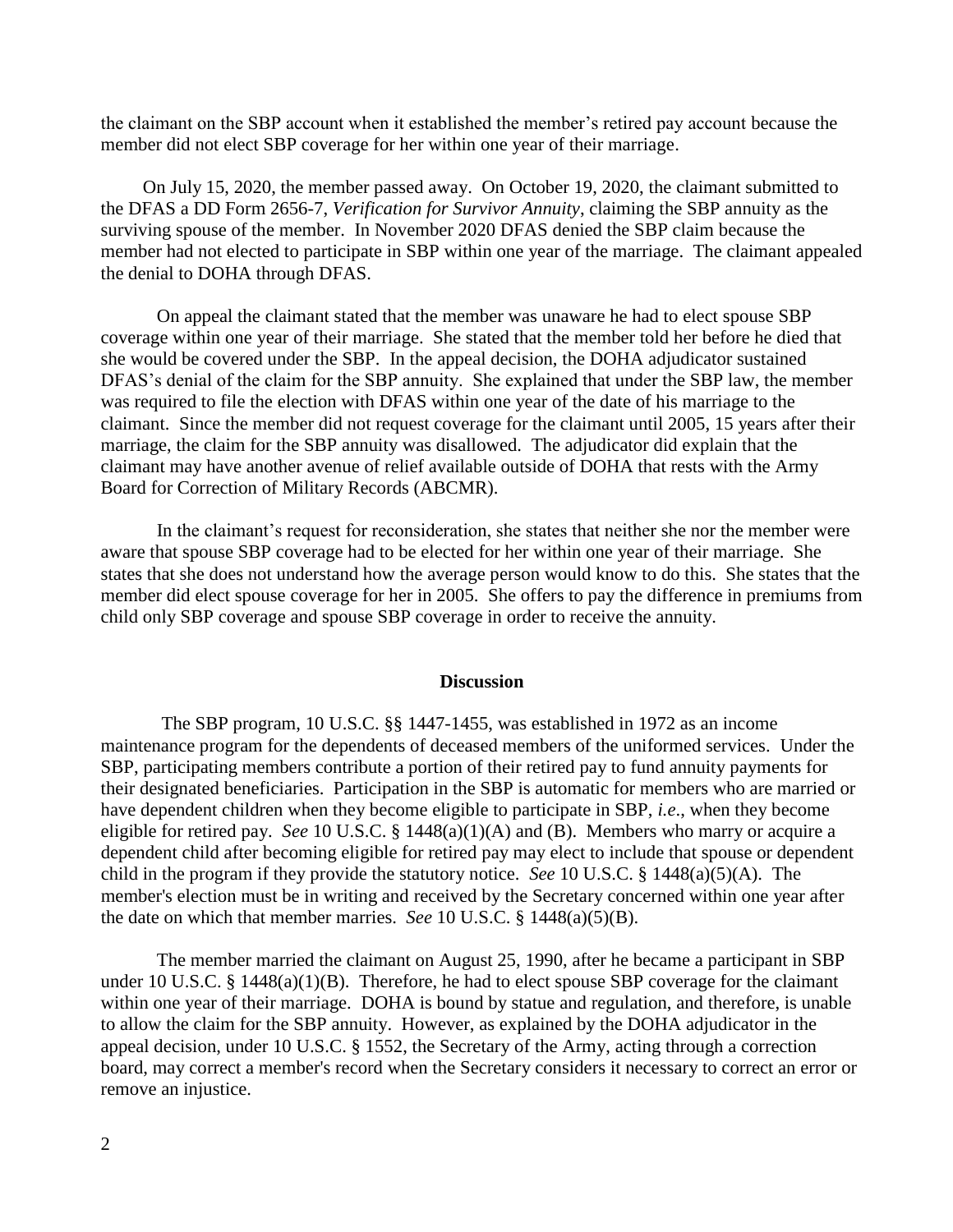the claimant on the SBP account when it established the member's retired pay account because the member did not elect SBP coverage for her within one year of their marriage.

On July 15, 2020, the member passed away. On October 19, 2020, the claimant submitted to the DFAS a DD Form 2656-7, *Verification for Survivor Annuity*, claiming the SBP annuity as the surviving spouse of the member. In November 2020 DFAS denied the SBP claim because the member had not elected to participate in SBP within one year of the marriage. The claimant appealed the denial to DOHA through DFAS.

On appeal the claimant stated that the member was unaware he had to elect spouse SBP coverage within one year of their marriage. She stated that the member told her before he died that she would be covered under the SBP. In the appeal decision, the DOHA adjudicator sustained DFAS's denial of the claim for the SBP annuity. She explained that under the SBP law, the member was required to file the election with DFAS within one year of the date of his marriage to the claimant. Since the member did not request coverage for the claimant until 2005, 15 years after their marriage, the claim for the SBP annuity was disallowed. The adjudicator did explain that the claimant may have another avenue of relief available outside of DOHA that rests with the Army Board for Correction of Military Records (ABCMR).

In the claimant's request for reconsideration, she states that neither she nor the member were aware that spouse SBP coverage had to be elected for her within one year of their marriage. She states that she does not understand how the average person would know to do this. She states that the member did elect spouse coverage for her in 2005. She offers to pay the difference in premiums from child only SBP coverage and spouse SBP coverage in order to receive the annuity.

## Discussion

The SBP program, 10 U.S.C. §§ 1447-1455, was established in 1972 as an income maintenance program for the dependents of deceased members of the uniformed services. Under the SBP, participating members contribute a portion of their retired pay to fund annuity payments for their designated beneficiaries. Participation in the SBP is automatic for members who are married or have dependent children when they become eligible to participate in SBP, *i.e*., when they become eligible for retired pay. *See* 10 U.S.C. § 1448(a)(1)(A) and (B). Members who marry or acquire a dependent child after becoming eligible for retired pay may elect to include that spouse or dependent child in the program if they provide the statutory notice. *See* 10 U.S.C. § 1448(a)(5)(A). The member's election must be in writing and received by the Secretary concerned within one year after the date on which that member marries. *See* 10 U.S.C. § 1448(a)(5)(B).

The member married the claimant on August 25, 1990, after he became a participant in SBP under 10 U.S.C. § 1448(a)(1)(B). Therefore, he had to elect spouse SBP coverage for the claimant within one year of their marriage. DOHA is bound by statue and regulation, and therefore, is unable to allow the claim for the SBP annuity. However, as explained by the DOHA adjudicator in the appeal decision, under 10 U.S.C. § 1552, the Secretary of the Army, acting through a correction board, may correct a member's record when the Secretary considers it necessary to correct an error or remove an injustice.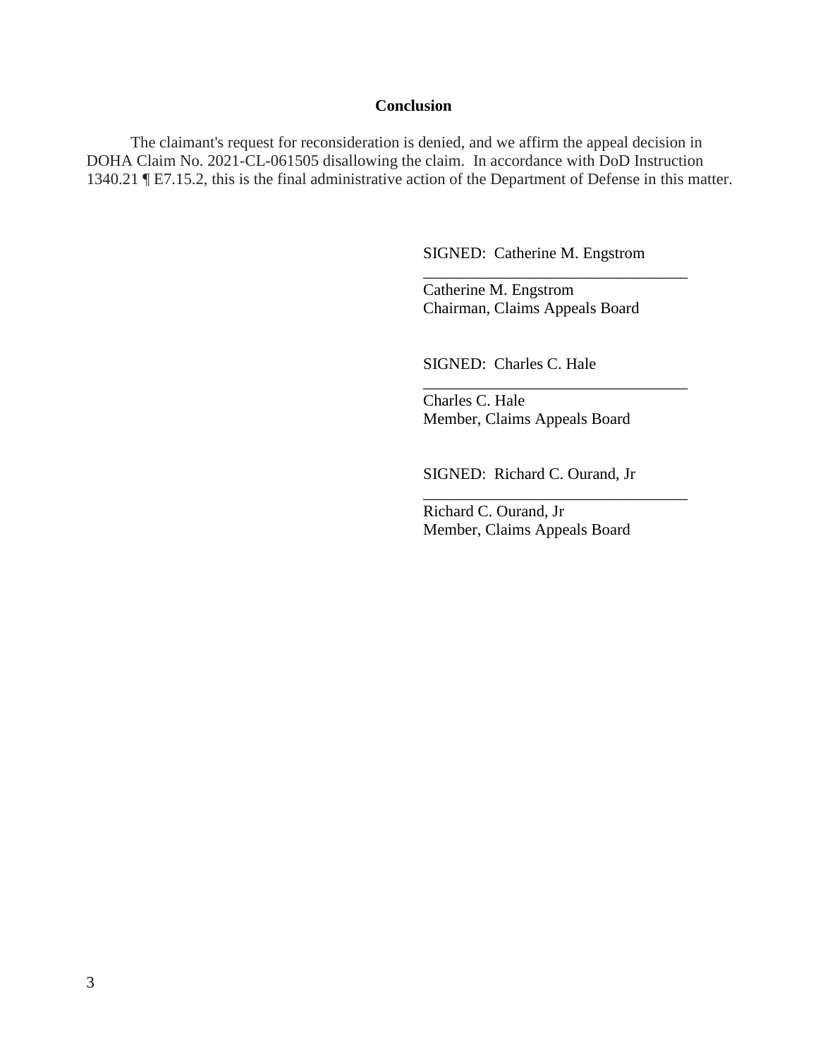**Conclusion**

The claimant's request for reconsideration is denied, and we affirm the appeal decision in DOHA Claim No. 2021-CL-061505 disallowing the claim. In accordance with DoD Instruction 1340.21 ¶ E7.15.2, this is the final administrative action of the Department of Defense in this matter.

SIGNED: Catherine M. Engstrom

\_\_\_\_\_\_\_\_\_\_\_\_\_\_\_\_\_\_\_\_\_\_\_\_\_\_\_\_\_\_\_\_\_\_

Catherine M. Engstrom
Chairman, Claims Appeals Board

SIGNED: Charles C. Hale

\_\_\_\_\_\_\_\_\_\_\_\_\_\_\_\_\_\_\_\_\_\_\_\_\_\_\_\_\_\_\_\_\_\_

Charles C. Hale
Member, Claims Appeals Board

SIGNED: Richard C. Ourand, Jr

\_\_\_\_\_\_\_\_\_\_\_\_\_\_\_\_\_\_\_\_\_\_\_\_\_\_\_\_\_\_\_\_\_\_

Richard C. Ourand, Jr
Member, Claims Appeals Board